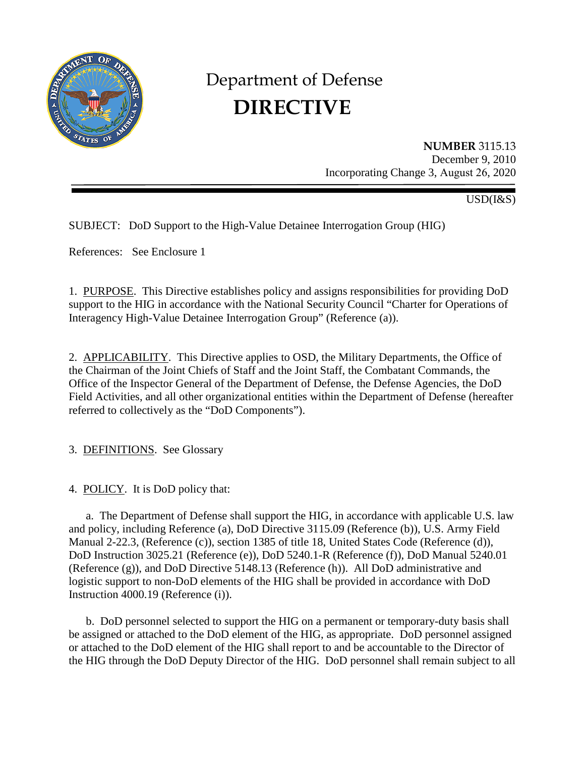# Department of Defense
# DIRECTIVE

**NUMBER** 3115.13
December 9, 2010
Incorporating Change 3, August 26, 2020

USD(I&S)

SUBJECT: DoD Support to the High-Value Detainee Interrogation Group (HIG)

References: See Enclosure 1

1. PURPOSE. This Directive establishes policy and assigns responsibilities for providing DoD support to the HIG in accordance with the National Security Council "Charter for Operations of Interagency High-Value Detainee Interrogation Group" (Reference (a)).

2. APPLICABILITY. This Directive applies to OSD, the Military Departments, the Office of the Chairman of the Joint Chiefs of Staff and the Joint Staff, the Combatant Commands, the Office of the Inspector General of the Department of Defense, the Defense Agencies, the DoD Field Activities, and all other organizational entities within the Department of Defense (hereafter referred to collectively as the "DoD Components").

3. DEFINITIONS. See Glossary

4. POLICY. It is DoD policy that:

a. The Department of Defense shall support the HIG, in accordance with applicable U.S. law and policy, including Reference (a), DoD Directive 3115.09 (Reference (b)), U.S. Army Field Manual 2-22.3, (Reference (c)), section 1385 of title 18, United States Code (Reference (d)), DoD Instruction 3025.21 (Reference (e)), DoD 5240.1-R (Reference (f)), DoD Manual 5240.01 (Reference (g)), and DoD Directive 5148.13 (Reference (h)). All DoD administrative and logistic support to non-DoD elements of the HIG shall be provided in accordance with DoD Instruction 4000.19 (Reference (i)).

b. DoD personnel selected to support the HIG on a permanent or temporary-duty basis shall be assigned or attached to the DoD element of the HIG, as appropriate. DoD personnel assigned or attached to the DoD element of the HIG shall report to and be accountable to the Director of the HIG through the DoD Deputy Director of the HIG. DoD personnel shall remain subject to all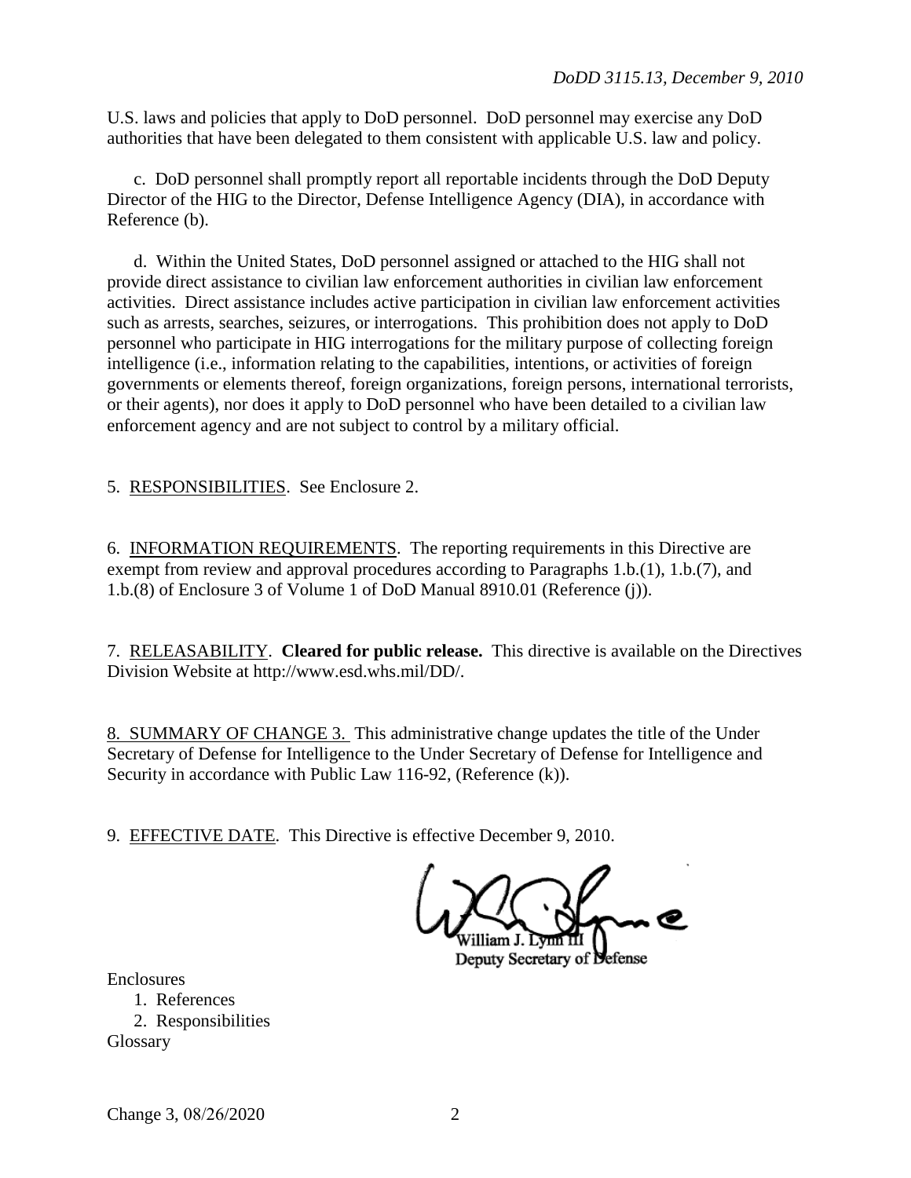U.S. laws and policies that apply to DoD personnel. DoD personnel may exercise any DoD authorities that have been delegated to them consistent with applicable U.S. law and policy.

c. DoD personnel shall promptly report all reportable incidents through the DoD Deputy Director of the HIG to the Director, Defense Intelligence Agency (DIA), in accordance with Reference (b).

d. Within the United States, DoD personnel assigned or attached to the HIG shall not provide direct assistance to civilian law enforcement authorities in civilian law enforcement activities. Direct assistance includes active participation in civilian law enforcement activities such as arrests, searches, seizures, or interrogations. This prohibition does not apply to DoD personnel who participate in HIG interrogations for the military purpose of collecting foreign intelligence (i.e., information relating to the capabilities, intentions, or activities of foreign governments or elements thereof, foreign organizations, foreign persons, international terrorists, or their agents), nor does it apply to DoD personnel who have been detailed to a civilian law enforcement agency and are not subject to control by a military official.

5. RESPONSIBILITIES. See Enclosure 2.

6. INFORMATION REQUIREMENTS. The reporting requirements in this Directive are exempt from review and approval procedures according to Paragraphs 1.b.(1), 1.b.(7), and 1.b.(8) of Enclosure 3 of Volume 1 of DoD Manual 8910.01 (Reference (j)).

7. RELEASABILITY. **Cleared for public release.** This directive is available on the Directives Division Website at http://www.esd.whs.mil/DD/.

8. SUMMARY OF CHANGE 3. This administrative change updates the title of the Under Secretary of Defense for Intelligence to the Under Secretary of Defense for Intelligence and Security in accordance with Public Law 116-92, (Reference (k)).

9. EFFECTIVE DATE. This Directive is effective December 9, 2010.

William J. Lynn III
Deputy Secretary of Defense

Enclosures
1. References
2. Responsibilities
Glossary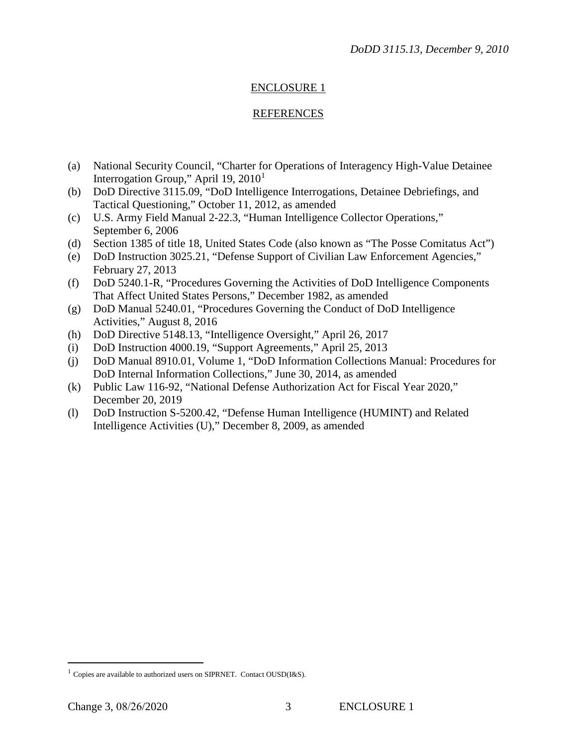## ENCLOSURE 1

## REFERENCES

(a) National Security Council, "Charter for Operations of Interagency High-Value Detainee Interrogation Group," April 19, 2010[1]

(b) DoD Directive 3115.09, "DoD Intelligence Interrogations, Detainee Debriefings, and Tactical Questioning," October 11, 2012, as amended

(c) U.S. Army Field Manual 2-22.3, "Human Intelligence Collector Operations," September 6, 2006

(d) Section 1385 of title 18, United States Code (also known as "The Posse Comitatus Act")

(e) DoD Instruction 3025.21, "Defense Support of Civilian Law Enforcement Agencies," February 27, 2013

(f) DoD 5240.1-R, "Procedures Governing the Activities of DoD Intelligence Components That Affect United States Persons," December 1982, as amended

(g) DoD Manual 5240.01, "Procedures Governing the Conduct of DoD Intelligence Activities," August 8, 2016

(h) DoD Directive 5148.13, "Intelligence Oversight," April 26, 2017

(i) DoD Instruction 4000.19, "Support Agreements," April 25, 2013

(j) DoD Manual 8910.01, Volume 1, "DoD Information Collections Manual: Procedures for DoD Internal Information Collections," June 30, 2014, as amended

(k) Public Law 116-92, "National Defense Authorization Act for Fiscal Year 2020," December 20, 2019

(l) DoD Instruction S-5200.42, "Defense Human Intelligence (HUMINT) and Related Intelligence Activities (U)," December 8, 2009, as amended

---

[1] Copies are available to authorized users on SIPRNET. Contact OUSD(I&S).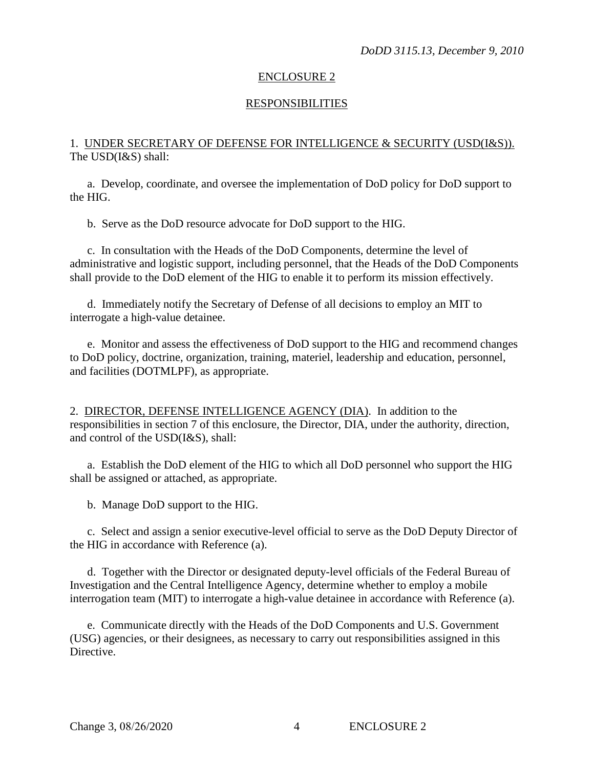## ENCLOSURE 2

## RESPONSIBILITIES

1. UNDER SECRETARY OF DEFENSE FOR INTELLIGENCE & SECURITY (USD(I&S)). The USD(I&S) shall:

a. Develop, coordinate, and oversee the implementation of DoD policy for DoD support to the HIG.

b. Serve as the DoD resource advocate for DoD support to the HIG.

c. In consultation with the Heads of the DoD Components, determine the level of administrative and logistic support, including personnel, that the Heads of the DoD Components shall provide to the DoD element of the HIG to enable it to perform its mission effectively.

d. Immediately notify the Secretary of Defense of all decisions to employ an MIT to interrogate a high-value detainee.

e. Monitor and assess the effectiveness of DoD support to the HIG and recommend changes to DoD policy, doctrine, organization, training, materiel, leadership and education, personnel, and facilities (DOTMLPF), as appropriate.

2. DIRECTOR, DEFENSE INTELLIGENCE AGENCY (DIA). In addition to the responsibilities in section 7 of this enclosure, the Director, DIA, under the authority, direction, and control of the USD(I&S), shall:

a. Establish the DoD element of the HIG to which all DoD personnel who support the HIG shall be assigned or attached, as appropriate.

b. Manage DoD support to the HIG.

c. Select and assign a senior executive-level official to serve as the DoD Deputy Director of the HIG in accordance with Reference (a).

d. Together with the Director or designated deputy-level officials of the Federal Bureau of Investigation and the Central Intelligence Agency, determine whether to employ a mobile interrogation team (MIT) to interrogate a high-value detainee in accordance with Reference (a).

e. Communicate directly with the Heads of the DoD Components and U.S. Government (USG) agencies, or their designees, as necessary to carry out responsibilities assigned in this Directive.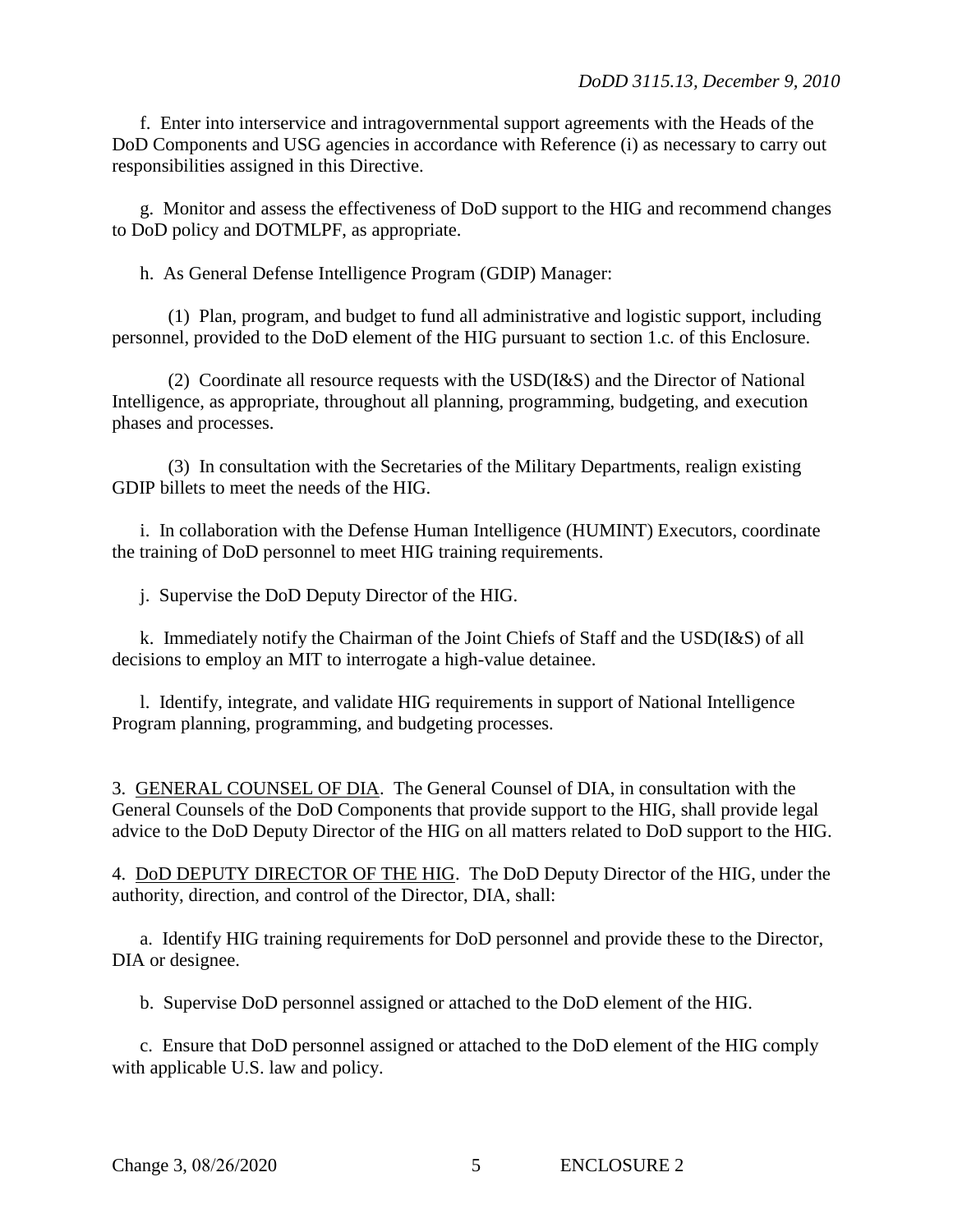f. Enter into interservice and intragovernmental support agreements with the Heads of the DoD Components and USG agencies in accordance with Reference (i) as necessary to carry out responsibilities assigned in this Directive.

g. Monitor and assess the effectiveness of DoD support to the HIG and recommend changes to DoD policy and DOTMLPF, as appropriate.

h. As General Defense Intelligence Program (GDIP) Manager:

(1) Plan, program, and budget to fund all administrative and logistic support, including personnel, provided to the DoD element of the HIG pursuant to section 1.c. of this Enclosure.

(2) Coordinate all resource requests with the USD(I&S) and the Director of National Intelligence, as appropriate, throughout all planning, programming, budgeting, and execution phases and processes.

(3) In consultation with the Secretaries of the Military Departments, realign existing GDIP billets to meet the needs of the HIG.

i. In collaboration with the Defense Human Intelligence (HUMINT) Executors, coordinate the training of DoD personnel to meet HIG training requirements.

j. Supervise the DoD Deputy Director of the HIG.

k. Immediately notify the Chairman of the Joint Chiefs of Staff and the USD(I&S) of all decisions to employ an MIT to interrogate a high-value detainee.

l. Identify, integrate, and validate HIG requirements in support of National Intelligence Program planning, programming, and budgeting processes.

3. <u>GENERAL COUNSEL OF DIA</u>. The General Counsel of DIA, in consultation with the General Counsels of the DoD Components that provide support to the HIG, shall provide legal advice to the DoD Deputy Director of the HIG on all matters related to DoD support to the HIG.

4. <u>DoD DEPUTY DIRECTOR OF THE HIG</u>. The DoD Deputy Director of the HIG, under the authority, direction, and control of the Director, DIA, shall:

a. Identify HIG training requirements for DoD personnel and provide these to the Director, DIA or designee.

b. Supervise DoD personnel assigned or attached to the DoD element of the HIG.

c. Ensure that DoD personnel assigned or attached to the DoD element of the HIG comply with applicable U.S. law and policy.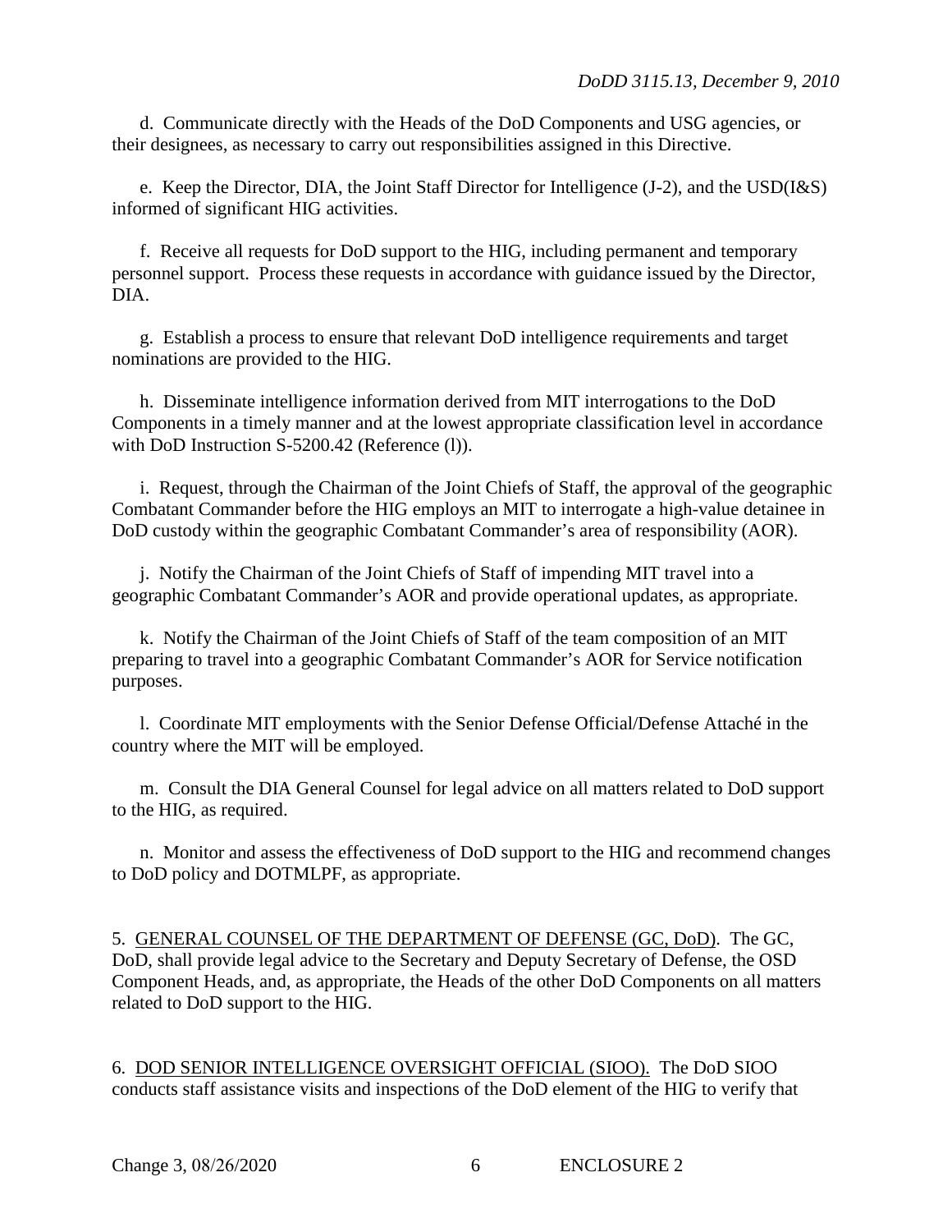d. Communicate directly with the Heads of the DoD Components and USG agencies, or their designees, as necessary to carry out responsibilities assigned in this Directive.

e. Keep the Director, DIA, the Joint Staff Director for Intelligence (J-2), and the USD(I&S) informed of significant HIG activities.

f. Receive all requests for DoD support to the HIG, including permanent and temporary personnel support. Process these requests in accordance with guidance issued by the Director, DIA.

g. Establish a process to ensure that relevant DoD intelligence requirements and target nominations are provided to the HIG.

h. Disseminate intelligence information derived from MIT interrogations to the DoD Components in a timely manner and at the lowest appropriate classification level in accordance with DoD Instruction S-5200.42 (Reference (l)).

i. Request, through the Chairman of the Joint Chiefs of Staff, the approval of the geographic Combatant Commander before the HIG employs an MIT to interrogate a high-value detainee in DoD custody within the geographic Combatant Commander's area of responsibility (AOR).

j. Notify the Chairman of the Joint Chiefs of Staff of impending MIT travel into a geographic Combatant Commander's AOR and provide operational updates, as appropriate.

k. Notify the Chairman of the Joint Chiefs of Staff of the team composition of an MIT preparing to travel into a geographic Combatant Commander's AOR for Service notification purposes.

l. Coordinate MIT employments with the Senior Defense Official/Defense Attaché in the country where the MIT will be employed.

m. Consult the DIA General Counsel for legal advice on all matters related to DoD support to the HIG, as required.

n. Monitor and assess the effectiveness of DoD support to the HIG and recommend changes to DoD policy and DOTMLPF, as appropriate.

5. GENERAL COUNSEL OF THE DEPARTMENT OF DEFENSE (GC, DoD). The GC, DoD, shall provide legal advice to the Secretary and Deputy Secretary of Defense, the OSD Component Heads, and, as appropriate, the Heads of the other DoD Components on all matters related to DoD support to the HIG.

6. DOD SENIOR INTELLIGENCE OVERSIGHT OFFICIAL (SIOO). The DoD SIOO conducts staff assistance visits and inspections of the DoD element of the HIG to verify that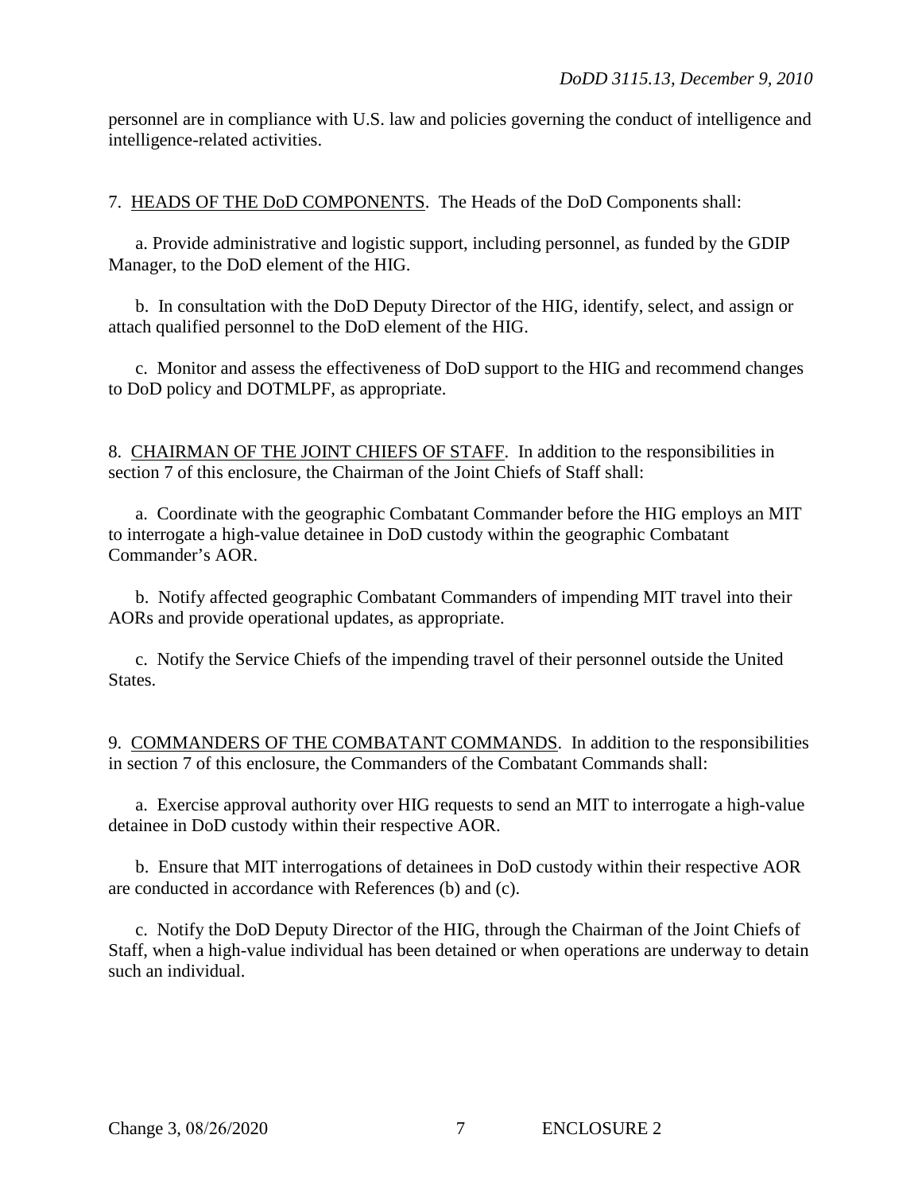personnel are in compliance with U.S. law and policies governing the conduct of intelligence and intelligence-related activities.

7. HEADS OF THE DoD COMPONENTS. The Heads of the DoD Components shall:

a. Provide administrative and logistic support, including personnel, as funded by the GDIP Manager, to the DoD element of the HIG.

b. In consultation with the DoD Deputy Director of the HIG, identify, select, and assign or attach qualified personnel to the DoD element of the HIG.

c. Monitor and assess the effectiveness of DoD support to the HIG and recommend changes to DoD policy and DOTMLPF, as appropriate.

8. CHAIRMAN OF THE JOINT CHIEFS OF STAFF. In addition to the responsibilities in section 7 of this enclosure, the Chairman of the Joint Chiefs of Staff shall:

a. Coordinate with the geographic Combatant Commander before the HIG employs an MIT to interrogate a high-value detainee in DoD custody within the geographic Combatant Commander's AOR.

b. Notify affected geographic Combatant Commanders of impending MIT travel into their AORs and provide operational updates, as appropriate.

c. Notify the Service Chiefs of the impending travel of their personnel outside the United States.

9. COMMANDERS OF THE COMBATANT COMMANDS. In addition to the responsibilities in section 7 of this enclosure, the Commanders of the Combatant Commands shall:

a. Exercise approval authority over HIG requests to send an MIT to interrogate a high-value detainee in DoD custody within their respective AOR.

b. Ensure that MIT interrogations of detainees in DoD custody within their respective AOR are conducted in accordance with References (b) and (c).

c. Notify the DoD Deputy Director of the HIG, through the Chairman of the Joint Chiefs of Staff, when a high-value individual has been detained or when operations are underway to detain such an individual.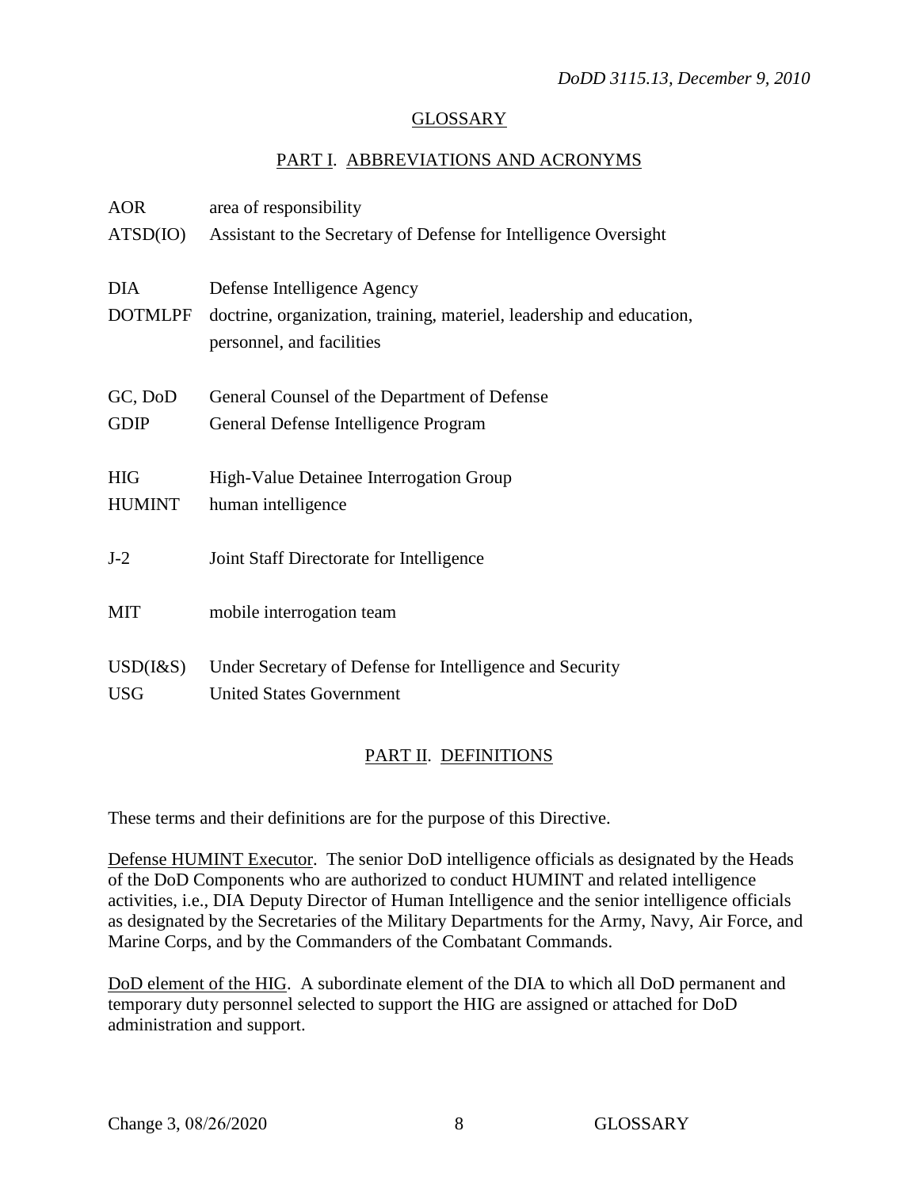# GLOSSARY

## PART I. ABBREVIATIONS AND ACRONYMS

| | |
|---|---|
| AOR | area of responsibility |
| ATSD(IO) | Assistant to the Secretary of Defense for Intelligence Oversight |
| DIA | Defense Intelligence Agency |
| DOTMLPF | doctrine, organization, training, materiel, leadership and education, personnel, and facilities |
| GC, DoD | General Counsel of the Department of Defense |
| GDIP | General Defense Intelligence Program |
| HIG | High-Value Detainee Interrogation Group |
| HUMINT | human intelligence |
| J-2 | Joint Staff Directorate for Intelligence |
| MIT | mobile interrogation team |
| USD(I&S) | Under Secretary of Defense for Intelligence and Security |
| USG | United States Government |

## PART II. DEFINITIONS

These terms and their definitions are for the purpose of this Directive.

Defense HUMINT Executor. The senior DoD intelligence officials as designated by the Heads of the DoD Components who are authorized to conduct HUMINT and related intelligence activities, i.e., DIA Deputy Director of Human Intelligence and the senior intelligence officials as designated by the Secretaries of the Military Departments for the Army, Navy, Air Force, and Marine Corps, and by the Commanders of the Combatant Commands.

DoD element of the HIG. A subordinate element of the DIA to which all DoD permanent and temporary duty personnel selected to support the HIG are assigned or attached for DoD administration and support.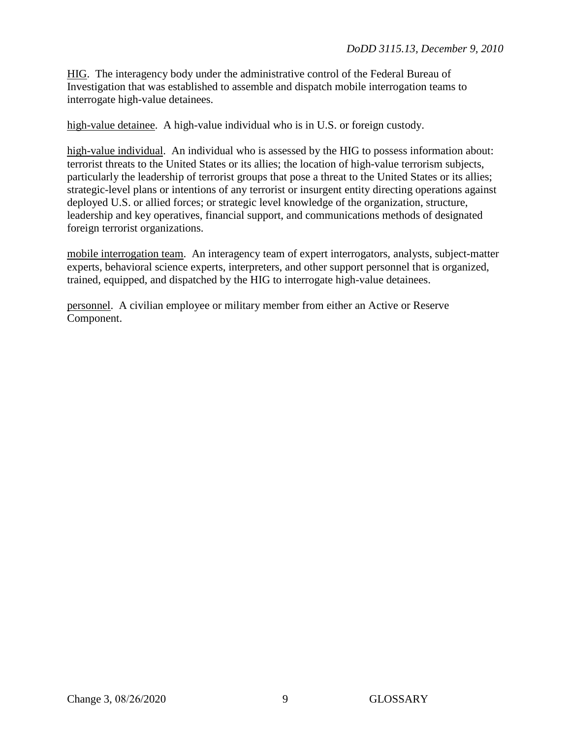HIG. The interagency body under the administrative control of the Federal Bureau of Investigation that was established to assemble and dispatch mobile interrogation teams to interrogate high-value detainees.

high-value detainee. A high-value individual who is in U.S. or foreign custody.

high-value individual. An individual who is assessed by the HIG to possess information about: terrorist threats to the United States or its allies; the location of high-value terrorism subjects, particularly the leadership of terrorist groups that pose a threat to the United States or its allies; strategic-level plans or intentions of any terrorist or insurgent entity directing operations against deployed U.S. or allied forces; or strategic level knowledge of the organization, structure, leadership and key operatives, financial support, and communications methods of designated foreign terrorist organizations.

mobile interrogation team. An interagency team of expert interrogators, analysts, subject-matter experts, behavioral science experts, interpreters, and other support personnel that is organized, trained, equipped, and dispatched by the HIG to interrogate high-value detainees.

personnel. A civilian employee or military member from either an Active or Reserve Component.